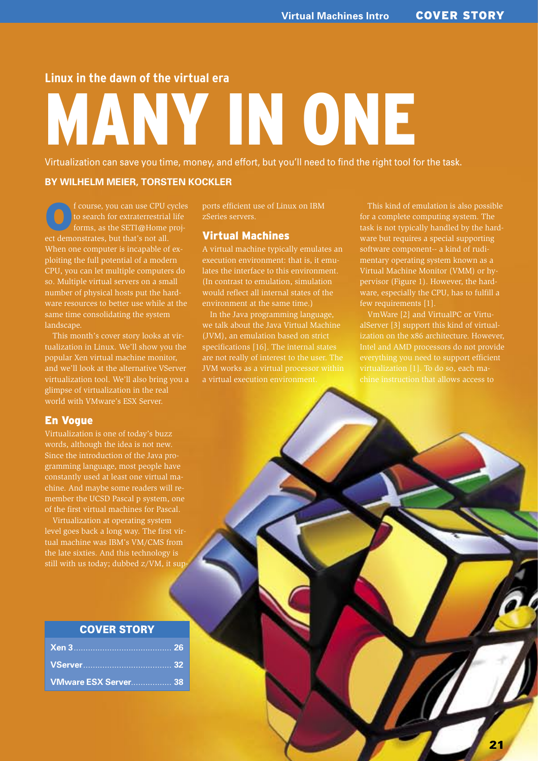Linux in the dawn of the virtual era

# MANY IN ONE

Virtualization can save you time, money, and effort, but you'll need to find the right tool for the task.

**BY WILHELM MEIER, TORSTEN KOCKLER**

Of course, you can use CPU cycles to search for extraterrestrial life forms, as the SETI@Home project demonstrates, but that's not all. When one computer is incapable of exploiting the full potential of a modern CPU, you can let multiple computers do so. Multiple virtual servers on a small number of physical hosts put the hardware resources to better use while at the same time consolidating the system landscape.

This month's cover story looks at virtualization in Linux. We'll show you the popular Xen virtual machine monitor, and we'll look at the alternative VServer virtualization tool. We'll also bring you a glimpse of virtualization in the real world with VMware's ESX Server.

## En Vogue

Virtualization is one of today's buzz words, although the idea is not new. Since the introduction of the Java programming language, most people have constantly used at least one virtual machine. And maybe some readers will remember the UCSD Pascal p system, one of the first virtual machines for Pascal.

Virtualization at operating system level goes back a long way. The first virtual machine was IBM's VM/CMS from the late sixties. And this technology is still with us today; dubbed z/VM, it supports efficient use of Linux on IBM zSeries servers.

## Virtual Machines

A virtual machine typically emulates an execution environment: that is, it emulates the interface to this environment. (In contrast to emulation, simulation would reflect all internal states of the environment at the same time.)

In the Java programming language, we talk about the Java Virtual Machine (JVM), an emulation based on strict specifications [16]. The internal states are not really of interest to the user. The JVM works as a virtual processor within a virtual execution environment.

This kind of emulation is also possible for a complete computing system. The task is not typically handled by the hardware but requires a special supporting software component-- a kind of rudimentary operating system known as a Virtual Machine Monitor (VMM) or hypervisor (Figure 1). However, the hardware, especially the CPU, has to fulfill a few requirements [1].

VmWare [2] and VirtualPC or VirtualServer [3] support this kind of virtualization on the x86 architecture. However, Intel and AMD processors do not provide everything you need to support efficient virtualization [1]. To do so, each machine instruction that allows access to

| COVER STORY | |
|---|---|
| Xen 3 | 26 |
| VServer | 32 |
| VMware ESX Server | 38 |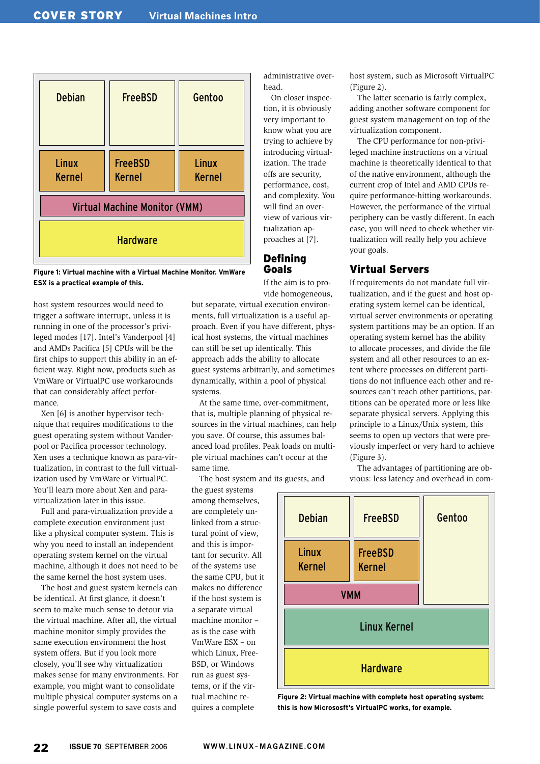Figure 1: Virtual machine with a Virtual Machine Monitor. VmWare ESX is a practical example of this.

host system resources would need to trigger a software interrupt, unless it is running in one of the processor's privileged modes [17]. Intel's Vanderpool [4] and AMDs Pacifica [5] CPUs will be the first chips to support this ability in an efficient way. Right now, products such as VmWare or VirtualPC use workarounds that can considerably affect performance.

Xen [6] is another hypervisor technique that requires modifications to the guest operating system without Vanderpool or Pacifica processor technology. Xen uses a technique known as para-virtualization, in contrast to the full virtualization used by VmWare or VirtualPC. You'll learn more about Xen and para-virtualization later in this issue.

Full and para-virtualization provide a complete execution environment just like a physical computer system. This is why you need to install an independent operating system kernel on the virtual machine, although it does not need to be the same kernel the host system uses.

The host and guest system kernels can be identical. At first glance, it doesn't seem to make much sense to detour via the virtual machine. After all, the virtual machine monitor simply provides the same execution environment the host system offers. But if you look more closely, you'll see why virtualization makes sense for many environments. For example, you might want to consolidate multiple physical computer systems on a single powerful system to save costs and administrative overhead.

On closer inspection, it is obviously very important to know what you are trying to achieve by introducing virtualization. The trade offs are security, performance, cost, and complexity. You will find an overview of various virtualization approaches at [7].

## Defining Goals

If the aim is to provide homogeneous, but separate, virtual execution environments, full virtualization is a useful approach. Even if you have different, physical host systems, the virtual machines can still be set up identically. This approach adds the ability to allocate guest systems arbitrarily, and sometimes dynamically, within a pool of physical systems.

At the same time, over-commitment, that is, multiple planning of physical resources in the virtual machines, can help you save. Of course, this assumes balanced load profiles. Peak loads on multiple virtual machines can't occur at the same time.

The host system and its guests, and the guest systems among themselves, are completely unlinked from a structural point of view, and this is important for security. All of the systems use the same CPU, but it makes no difference if the host system is a separate virtual machine monitor – as is the case with VmWare ESX – on which Linux, FreeBSD, or Windows run as guest systems, or if the virtual machine requires a complete host system, such as Microsoft VirtualPC (Figure 2).

The latter scenario is fairly complex, adding another software component for guest system management on top of the virtualization component.

The CPU performance for non-privileged machine instructions on a virtual machine is theoretically identical to that of the native environment, although the current crop of Intel and AMD CPUs require performance-hitting workarounds. However, the performance of the virtual periphery can be vastly different. In each case, you will need to check whether virtualization will really help you achieve your goals.

## Virtual Servers

If requirements do not mandate full virtualization, and if the guest and host operating system kernel can be identical, virtual server environments or operating system partitions may be an option. If an operating system kernel has the ability to allocate processes, and divide the file system and all other resources to an extent where processes on different partitions do not influence each other and resources can't reach other partitions, partitions can be operated more or less like separate physical servers. Applying this principle to a Linux/Unix system, this seems to open up vectors that were previously imperfect or very hard to achieve (Figure 3).

The advantages of partitioning are obvious: less latency and overhead in com-

Figure 2: Virtual machine with complete host operating system: this is how Micrososft's VirtualPC works, for example.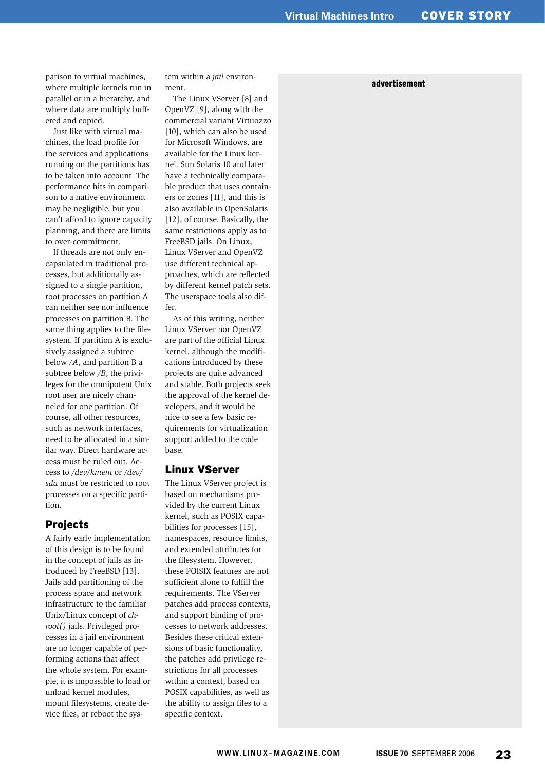parison to virtual machines, where multiple kernels run in parallel or in a hierarchy, and where data are multiply buffered and copied.

Just like with virtual machines, the load profile for the services and applications running on the partitions has to be taken into account. The performance hits in comparison to a native environment may be negligible, but you can't afford to ignore capacity planning, and there are limits to over-commitment.

If threads are not only encapsulated in traditional processes, but additionally assigned to a single partition, root processes on partition A can neither see nor influence processes on partition B. The same thing applies to the filesystem. If partition A is exclusively assigned a subtree below */A*, and partition B a subtree below */B*, the privileges for the omnipotent Unix root user are nicely channeled for one partition. Of course, all other resources, such as network interfaces, need to be allocated in a similar way. Direct hardware access must be ruled out. Access to */dev/kmem* or */dev/sda* must be restricted to root processes on a specific partition.

## Projects

A fairly early implementation of this design is to be found in the concept of jails as introduced by FreeBSD [13]. Jails add partitioning of the process space and network infrastructure to the familiar Unix/Linux concept of *chroot()* jails. Privileged processes in a jail environment are no longer capable of performing actions that affect the whole system. For example, it is impossible to load or unload kernel modules, mount filesystems, create device files, or reboot the system within a *jail* environment.

The Linux VServer [8] and OpenVZ [9], along with the commercial variant Virtuozzo [10], which can also be used for Microsoft Windows, are available for the Linux kernel. Sun Solaris 10 and later have a technically comparable product that uses containers or zones [11], and this is also available in OpenSolaris [12], of course. Basically, the same restrictions apply as to FreeBSD jails. On Linux, Linux VServer and OpenVZ use different technical approaches, which are reflected by different kernel patch sets. The userspace tools also differ.

As of this writing, neither Linux VServer nor OpenVZ are part of the official Linux kernel, although the modifications introduced by these projects are quite advanced and stable. Both projects seek the approval of the kernel developers, and it would be nice to see a few basic requirements for virtualization support added to the code base.

## Linux VServer

The Linux VServer project is based on mechanisms provided by the current Linux kernel, such as POSIX capabilities for processes [15], namespaces, resource limits, and extended attributes for the filesystem. However, these POISIX features are not sufficient alone to fulfill the requirements. The VServer patches add process contexts, and support binding of processes to network addresses. Besides these critical extensions of basic functionality, the patches add privilege restrictions for all processes within a context, based on POSIX capabilities, as well as the ability to assign files to a specific context.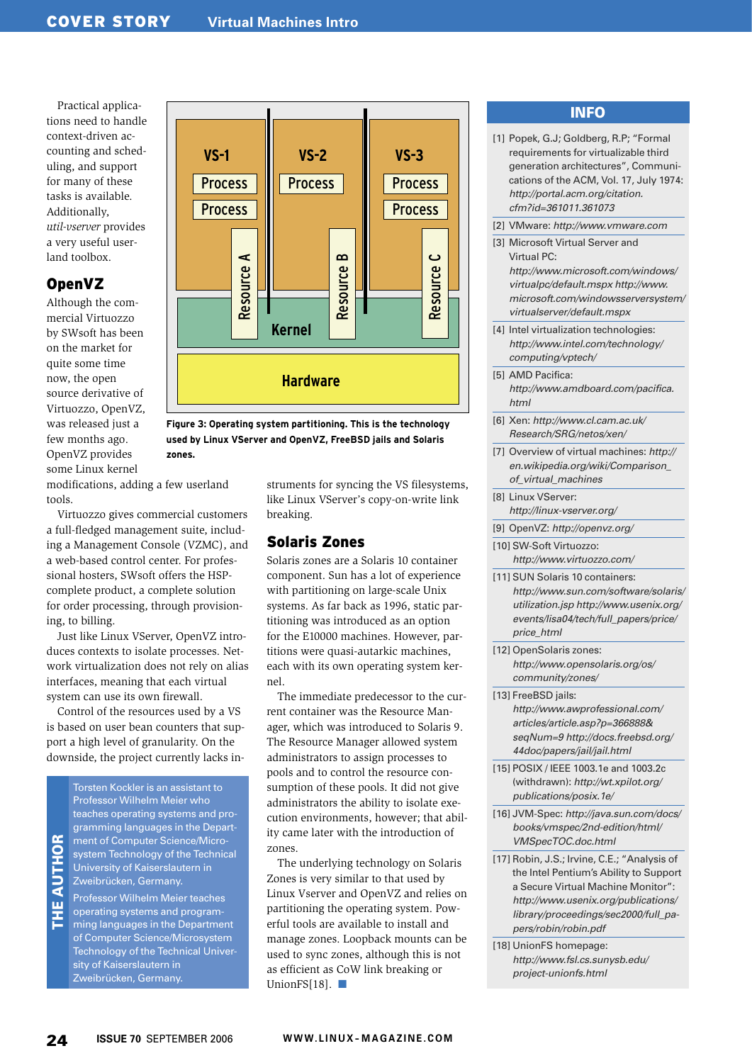Practical applications need to handle context-driven accounting and scheduling, and support for many of these tasks is available. Additionally, *util-vserver* provides a very useful userland toolbox.

## OpenVZ

Although the commercial Virtuozzo by SWsoft has been on the market for quite some time now, the open source derivative of Virtuozzo, OpenVZ, was released just a few months ago. OpenVZ provides some Linux kernel modifications, adding a few userland tools.

Virtuozzo gives commercial customers a full-fledged management suite, including a Management Console (VZMC), and a web-based control center. For professional hosters, SWsoft offers the HSP-complete product, a complete solution for order processing, through provisioning, to billing.

Just like Linux VServer, OpenVZ introduces contexts to isolate processes. Network virtualization does not rely on alias interfaces, meaning that each virtual system can use its own firewall.

Control of the resources used by a VS is based on user bean counters that support a high level of granularity. On the downside, the project currently lacks instruments for syncing the VS filesystems, like Linux VServer's copy-on-write link breaking.

VS-1
Process
Process
Resource A
VS-2
Process
Resource B
VS-3
Process
Process
Resource C
Kernel
Hardware

**Figure 3: Operating system partitioning. This is the technology used by Linux VServer and OpenVZ, FreeBSD jails and Solaris zones.**

## Solaris Zones

Solaris zones are a Solaris 10 container component. Sun has a lot of experience with partitioning on large-scale Unix systems. As far back as 1996, static partitioning was introduced as an option for the E10000 machines. However, partitions were quasi-autarkic machines, each with its own operating system kernel.

The immediate predecessor to the current container was the Resource Manager, which was introduced to Solaris 9. The Resource Manager allowed system administrators to assign processes to pools and to control the resource consumption of these pools. It did not give administrators the ability to isolate execution environments, however; that ability came later with the introduction of zones.

The underlying technology on Solaris Zones is very similar to that used by Linux Vserver and OpenVZ and relies on partitioning the operating system. Powerful tools are available to install and manage zones. Loopback mounts can be used to sync zones, although this is not as efficient as CoW link breaking or UnionFS[18]. ■

## THE AUTHOR

Torsten Kockler is an assistant to Professor Wilhelm Meier who teaches operating systems and programming languages in the Department of Computer Science/Microsystem Technology of the Technical University of Kaiserslautern in Zweibrücken, Germany.

Professor Wilhelm Meier teaches operating systems and programming languages in the Department of Computer Science/Microsystem Technology of the Technical University of Kaiserslautern in Zweibrücken, Germany.

## INFO

[1] Popek, G.J; Goldberg, R.P; "Formal requirements for virtualizable third generation architectures", Communications of the ACM, Vol. 17, July 1974: *http://portal.acm.org/citation.cfm?id=361011.361073*

[2] VMware: *http://www.vmware.com*

[3] Microsoft Virtual Server and Virtual PC: *http://www.microsoft.com/windows/virtualpc/default.mspx http://www.microsoft.com/windowsserversystem/virtualserver/default.mspx*

[4] Intel virtualization technologies: *http://www.intel.com/technology/computing/vptech/*

[5] AMD Pacifica: *http://www.amdboard.com/pacifica.html*

[6] Xen: *http://www.cl.cam.ac.uk/Research/SRG/netos/xen/*

[7] Overview of virtual machines: *http://en.wikipedia.org/wiki/Comparison_of_virtual_machines*

[8] Linux VServer: *http://linux-vserver.org/*

[9] OpenVZ: *http://openvz.org/*

[10] SW-Soft Virtuozzo: *http://www.virtuozzo.com/*

[11] SUN Solaris 10 containers: *http://www.sun.com/software/solaris/utilization.jsp http://www.usenix.org/events/lisa04/tech/full_papers/price/price_html*

[12] OpenSolaris zones: *http://www.opensolaris.org/os/community/zones/*

[13] FreeBSD jails: *http://www.awprofessional.com/articles/article.asp?p=366888&seqNum=9 http://docs.freebsd.org/44doc/papers/jail/jail.html*

[15] POSIX / IEEE 1003.1e and 1003.2c (withdrawn): *http://wt.xpilot.org/publications/posix.1e/*

[16] JVM-Spec: *http://java.sun.com/docs/books/vmspec/2nd-edition/html/VMSpecTOC.doc.html*

[17] Robin, J.S.; Irvine, C.E.; "Analysis of the Intel Pentium's Ability to Support a Secure Virtual Machine Monitor": *http://www.usenix.org/publications/library/proceedings/sec2000/full_papers/robin/robin.pdf*

[18] UnionFS homepage: *http://www.fsl.cs.sunysb.edu/project-unionfs.html*